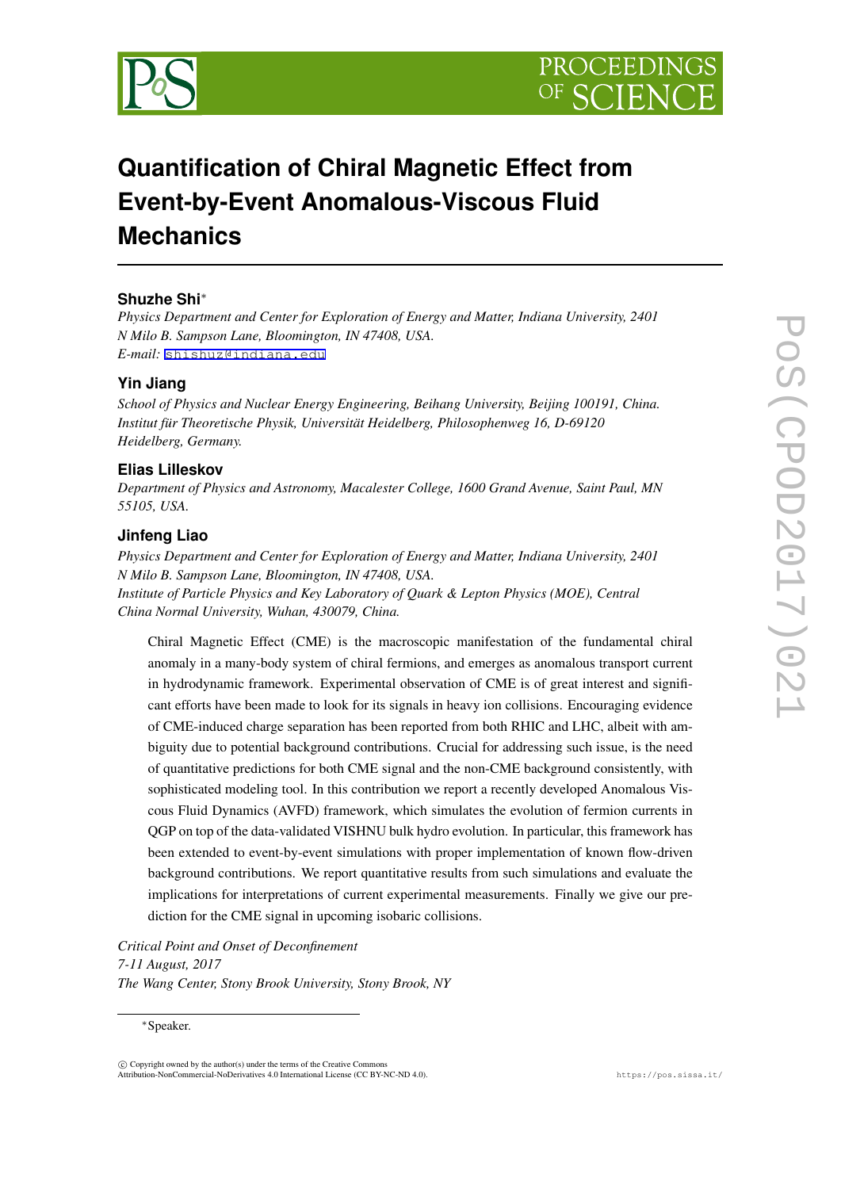# Quantification of Chiral Magnetic Effect from Event-by-Event Anomalous-Viscous Fluid Mechanics

**Shuzhe Shi***

*Physics Department and Center for Exploration of Energy and Matter, Indiana University, 2401 N Milo B. Sampson Lane, Bloomington, IN 47408, USA.*
*E-mail:* shishuz@indiana.edu

**Yin Jiang**

*School of Physics and Nuclear Energy Engineering, Beihang University, Beijing 100191, China.*
*Institut für Theoretische Physik, Universität Heidelberg, Philosophenweg 16, D-69120 Heidelberg, Germany.*

**Elias Lilleskov**

*Department of Physics and Astronomy, Macalester College, 1600 Grand Avenue, Saint Paul, MN 55105, USA.*

**Jinfeng Liao**

*Physics Department and Center for Exploration of Energy and Matter, Indiana University, 2401 N Milo B. Sampson Lane, Bloomington, IN 47408, USA.*
*Institute of Particle Physics and Key Laboratory of Quark & Lepton Physics (MOE), Central China Normal University, Wuhan, 430079, China.*

Chiral Magnetic Effect (CME) is the macroscopic manifestation of the fundamental chiral anomaly in a many-body system of chiral fermions, and emerges as anomalous transport current in hydrodynamic framework. Experimental observation of CME is of great interest and significant efforts have been made to look for its signals in heavy ion collisions. Encouraging evidence of CME-induced charge separation has been reported from both RHIC and LHC, albeit with ambiguity due to potential background contributions. Crucial for addressing such issue, is the need of quantitative predictions for both CME signal and the non-CME background consistently, with sophisticated modeling tool. In this contribution we report a recently developed Anomalous Viscous Fluid Dynamics (AVFD) framework, which simulates the evolution of fermion currents in QGP on top of the data-validated VISHNU bulk hydro evolution. In particular, this framework has been extended to event-by-event simulations with proper implementation of known flow-driven background contributions. We report quantitative results from such simulations and evaluate the implications for interpretations of current experimental measurements. Finally we give our prediction for the CME signal in upcoming isobaric collisions.

*Critical Point and Onset of Deconfinement*
*7-11 August, 2017*
*The Wang Center, Stony Brook University, Stony Brook, NY*

*Speaker.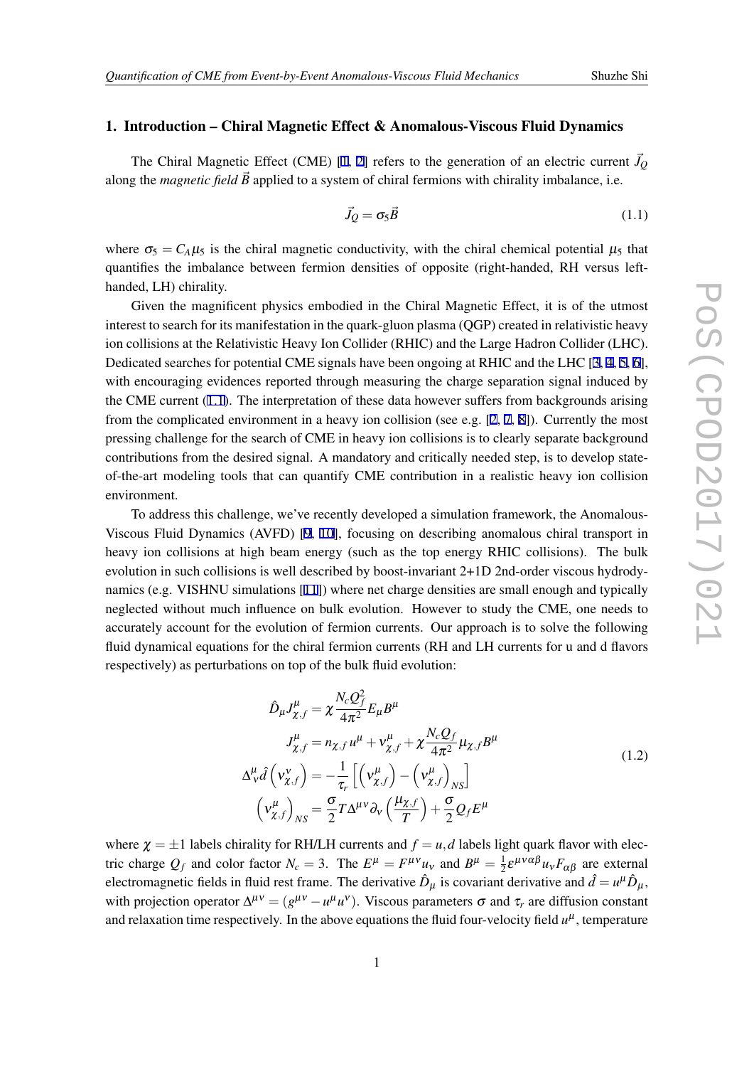## 1. Introduction – Chiral Magnetic Effect & Anomalous-Viscous Fluid Dynamics

The Chiral Magnetic Effect (CME) [1, 2] refers to the generation of an electric current $\vec{J}_Q$ along the *magnetic field* $\vec{B}$ applied to a system of chiral fermions with chirality imbalance, i.e.

$$\vec{J}_Q = \sigma_5 \vec{B} \tag{1.1}$$

where $\sigma_5 = C_A \mu_5$ is the chiral magnetic conductivity, with the chiral chemical potential $\mu_5$ that quantifies the imbalance between fermion densities of opposite (right-handed, RH versus left-handed, LH) chirality.

Given the magnificent physics embodied in the Chiral Magnetic Effect, it is of the utmost interest to search for its manifestation in the quark-gluon plasma (QGP) created in relativistic heavy ion collisions at the Relativistic Heavy Ion Collider (RHIC) and the Large Hadron Collider (LHC). Dedicated searches for potential CME signals have been ongoing at RHIC and the LHC [3, 4, 5, 6], with encouraging evidences reported through measuring the charge separation signal induced by the CME current (1.1). The interpretation of these data however suffers from backgrounds arising from the complicated environment in a heavy ion collision (see e.g. [2, 7, 8]). Currently the most pressing challenge for the search of CME in heavy ion collisions is to clearly separate background contributions from the desired signal. A mandatory and critically needed step, is to develop state-of-the-art modeling tools that can quantify CME contribution in a realistic heavy ion collision environment.

To address this challenge, we've recently developed a simulation framework, the Anomalous-Viscous Fluid Dynamics (AVFD) [9, 10], focusing on describing anomalous chiral transport in heavy ion collisions at high beam energy (such as the top energy RHIC collisions). The bulk evolution in such collisions is well described by boost-invariant 2+1D 2nd-order viscous hydrodynamics (e.g. VISHNU simulations [11]) where net charge densities are small enough and typically neglected without much influence on bulk evolution. However to study the CME, one needs to accurately account for the evolution of fermion currents. Our approach is to solve the following fluid dynamical equations for the chiral fermion currents (RH and LH currents for u and d flavors respectively) as perturbations on top of the bulk fluid evolution:

$$
\begin{aligned}
\hat{D}_\mu J^\mu_{\chi,f} &= \chi \frac{N_c Q_f^2}{4\pi^2} E_\mu B^\mu \\
J^\mu_{\chi,f} &= n_{\chi,f} u^\mu + \nu^\mu_{\chi,f} + \chi \frac{N_c Q_f}{4\pi^2} \mu_{\chi,f} B^\mu \\
\Delta^\mu_\nu \hat{d} \left( \nu^\nu_{\chi,f} \right) &= -\frac{1}{\tau_r} \left[ \left( \nu^\mu_{\chi,f} \right) - \left( \nu^\mu_{\chi,f} \right)_{NS} \right] \\
\left( \nu^\mu_{\chi,f} \right)_{NS} &= \frac{\sigma}{2} T \Delta^{\mu\nu} \partial_\nu \left( \frac{\mu_{\chi,f}}{T} \right) + \frac{\sigma}{2} Q_f E^\mu
\end{aligned}
\tag{1.2}
$$

where $\chi = \pm 1$ labels chirality for RH/LH currents and $f = u, d$ labels light quark flavor with electric charge $Q_f$ and color factor $N_c = 3$. The $E^\mu = F^{\mu\nu} u_\nu$ and $B^\mu = \frac{1}{2} \varepsilon^{\mu\nu\alpha\beta} u_\nu F_{\alpha\beta}$ are external electromagnetic fields in fluid rest frame. The derivative $\hat{D}_\mu$ is covariant derivative and $\hat{d} = u^\mu \hat{D}_\mu$, with projection operator $\Delta^{\mu\nu} = (g^{\mu\nu} - u^\mu u^\nu)$. Viscous parameters $\sigma$ and $\tau_r$ are diffusion constant and relaxation time respectively. In the above equations the fluid four-velocity field $u^\mu$, temperature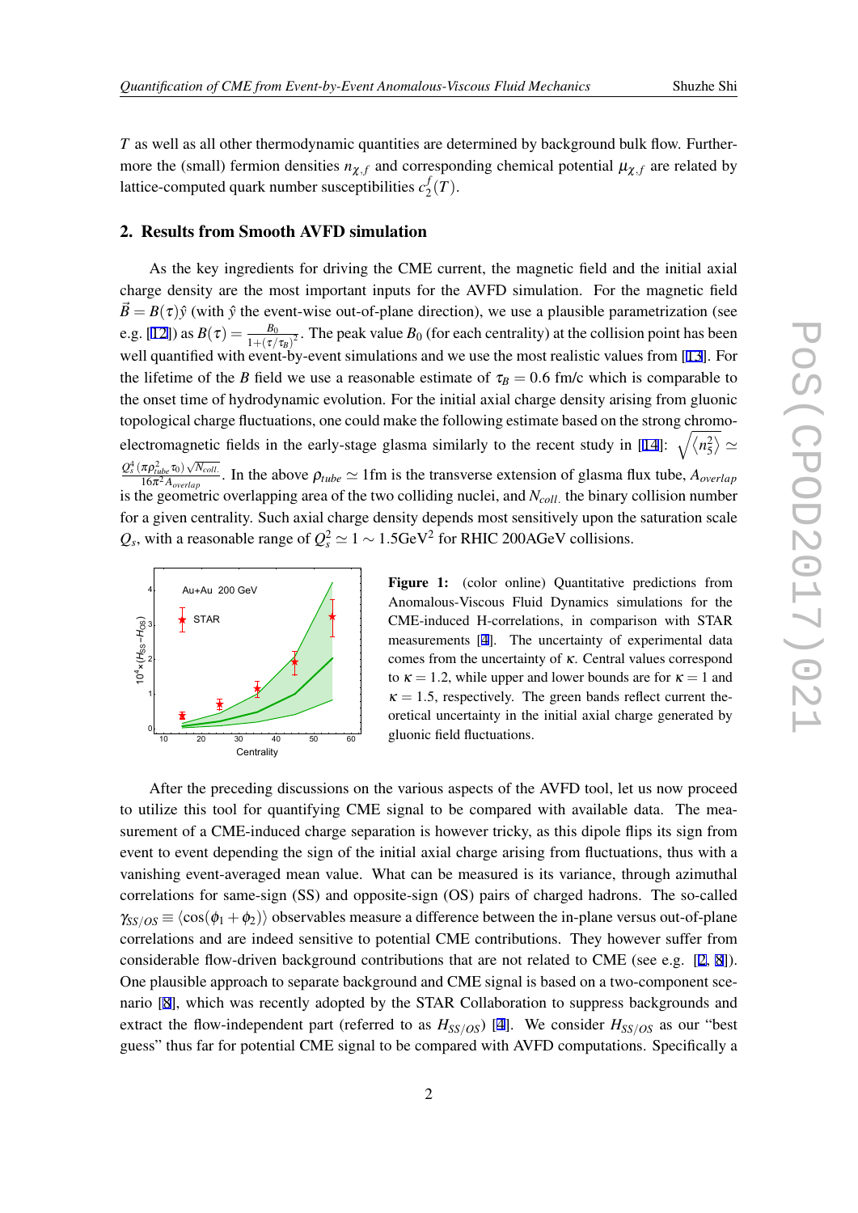$T$ as well as all other thermodynamic quantities are determined by background bulk flow. Furthermore the (small) fermion densities $n_{\chi,f}$ and corresponding chemical potential $\mu_{\chi,f}$ are related by lattice-computed quark number susceptibilities $c_2^f(T)$.

## 2. Results from Smooth AVFD simulation

As the key ingredients for driving the CME current, the magnetic field and the initial axial charge density are the most important inputs for the AVFD simulation. For the magnetic field $\vec{B} = B(\tau)\hat{y}$ (with $\hat{y}$ the event-wise out-of-plane direction), we use a plausible parametrization (see e.g. [12]) as $B(\tau) = \frac{B_0}{1+(\tau/\tau_B)^2}$. The peak value $B_0$ (for each centrality) at the collision point has been well quantified with event-by-event simulations and we use the most realistic values from [13]. For the lifetime of the $B$ field we use a reasonable estimate of $\tau_B = 0.6$ fm/c which is comparable to the onset time of hydrodynamic evolution. For the initial axial charge density arising from gluonic topological charge fluctuations, one could make the following estimate based on the strong chromo-electromagnetic fields in the early-stage glasma similarly to the recent study in [14]: $\sqrt{\langle n_5^2 \rangle} \simeq \frac{Q_s^4 (\pi \rho_{tube}^2 \tau_0) \sqrt{N_{coll.}}}{16\pi^2 A_{overlap}}$. In the above $\rho_{tube} \simeq 1$fm is the transverse extension of glasma flux tube, $A_{overlap}$ is the geometric overlapping area of the two colliding nuclei, and $N_{coll.}$ the binary collision number for a given centrality. Such axial charge density depends most sensitively upon the saturation scale $Q_s$, with a reasonable range of $Q_s^2 \simeq 1 \sim 1.5\text{GeV}^2$ for RHIC 200AGeV collisions.

**Figure 1:** (color online) Quantitative predictions from Anomalous-Viscous Fluid Dynamics simulations for the CME-induced H-correlations, in comparison with STAR measurements [4]. The uncertainty of experimental data comes from the uncertainty of $\kappa$. Central values correspond to $\kappa = 1.2$, while upper and lower bounds are for $\kappa = 1$ and $\kappa = 1.5$, respectively. The green bands reflect current theoretical uncertainty in the initial axial charge generated by gluonic field fluctuations.

After the preceding discussions on the various aspects of the AVFD tool, let us now proceed to utilize this tool for quantifying CME signal to be compared with available data. The measurement of a CME-induced charge separation is however tricky, as this dipole flips its sign from event to event depending the sign of the initial axial charge arising from fluctuations, thus with a vanishing event-averaged mean value. What can be measured is its variance, through azimuthal correlations for same-sign (SS) and opposite-sign (OS) pairs of charged hadrons. The so-called $\gamma_{SS/OS} \equiv \langle \cos(\phi_1 + \phi_2) \rangle$ observables measure a difference between the in-plane versus out-of-plane correlations and are indeed sensitive to potential CME contributions. They however suffer from considerable flow-driven background contributions that are not related to CME (see e.g. [2, 8]). One plausible approach to separate background and CME signal is based on a two-component scenario [8], which was recently adopted by the STAR Collaboration to suppress backgrounds and extract the flow-independent part (referred to as $H_{SS/OS}$) [4]. We consider $H_{SS/OS}$ as our "best guess" thus far for potential CME signal to be compared with AVFD computations. Specifically a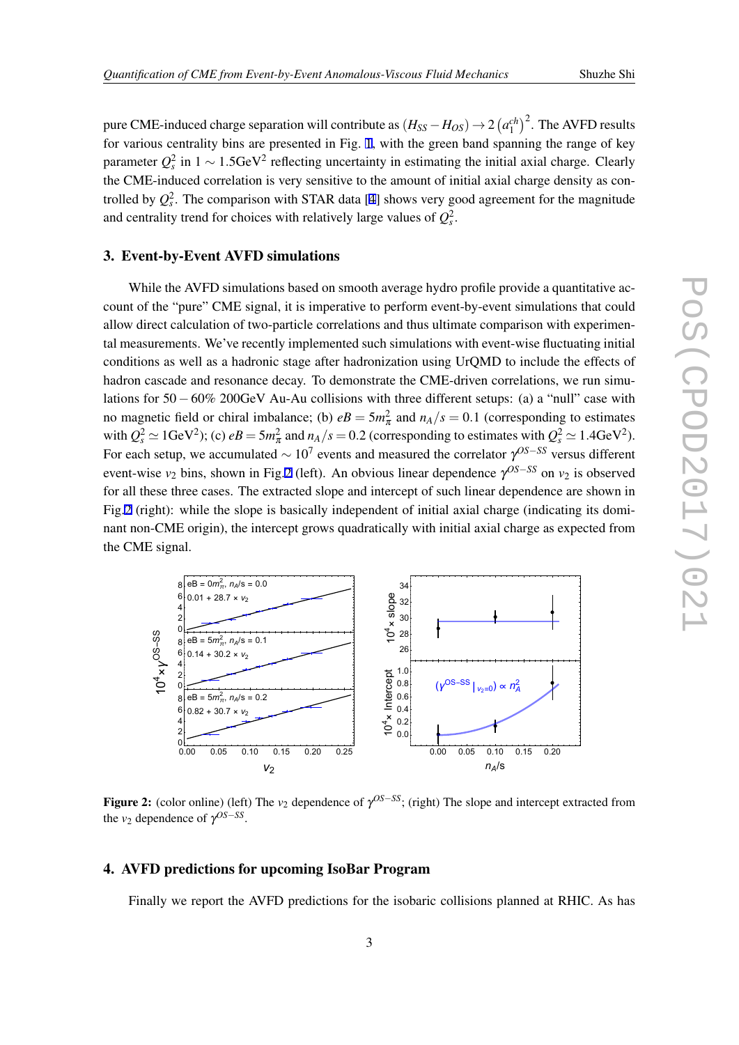pure CME-induced charge separation will contribute as $(H_{SS} - H_{OS}) \to 2\left(a_1^{ch}\right)^2$. The AVFD results for various centrality bins are presented in Fig. 1, with the green band spanning the range of key parameter $Q_s^2$ in $1 \sim 1.5\text{GeV}^2$ reflecting uncertainty in estimating the initial axial charge. Clearly the CME-induced correlation is very sensitive to the amount of initial axial charge density as controlled by $Q_s^2$. The comparison with STAR data [4] shows very good agreement for the magnitude and centrality trend for choices with relatively large values of $Q_s^2$.

## 3. Event-by-Event AVFD simulations

While the AVFD simulations based on smooth average hydro profile provide a quantitative account of the "pure" CME signal, it is imperative to perform event-by-event simulations that could allow direct calculation of two-particle correlations and thus ultimate comparison with experimental measurements. We've recently implemented such simulations with event-wise fluctuating initial conditions as well as a hadronic stage after hadronization using UrQMD to include the effects of hadron cascade and resonance decay. To demonstrate the CME-driven correlations, we run simulations for $50-60\%$ 200GeV Au-Au collisions with three different setups: (a) a "null" case with no magnetic field or chiral imbalance; (b) $eB = 5m_\pi^2$ and $n_A/s = 0.1$ (corresponding to estimates with $Q_s^2 \simeq 1\text{GeV}^2$); (c) $eB = 5m_\pi^2$ and $n_A/s = 0.2$ (corresponding to estimates with $Q_s^2 \simeq 1.4\text{GeV}^2$). For each setup, we accumulated $\sim 10^7$ events and measured the correlator $\gamma^{OS-SS}$ versus different event-wise $v_2$ bins, shown in Fig.2 (left). An obvious linear dependence $\gamma^{OS-SS}$ on $v_2$ is observed for all these three cases. The extracted slope and intercept of such linear dependence are shown in Fig.2 (right): while the slope is basically independent of initial axial charge (indicating its dominant non-CME origin), the intercept grows quadratically with initial axial charge as expected from the CME signal.

**Figure 2:** (color online) (left) The $v_2$ dependence of $\gamma^{OS-SS}$; (right) The slope and intercept extracted from the $v_2$ dependence of $\gamma^{OS-SS}$.

## 4. AVFD predictions for upcoming IsoBar Program

Finally we report the AVFD predictions for the isobaric collisions planned at RHIC. As has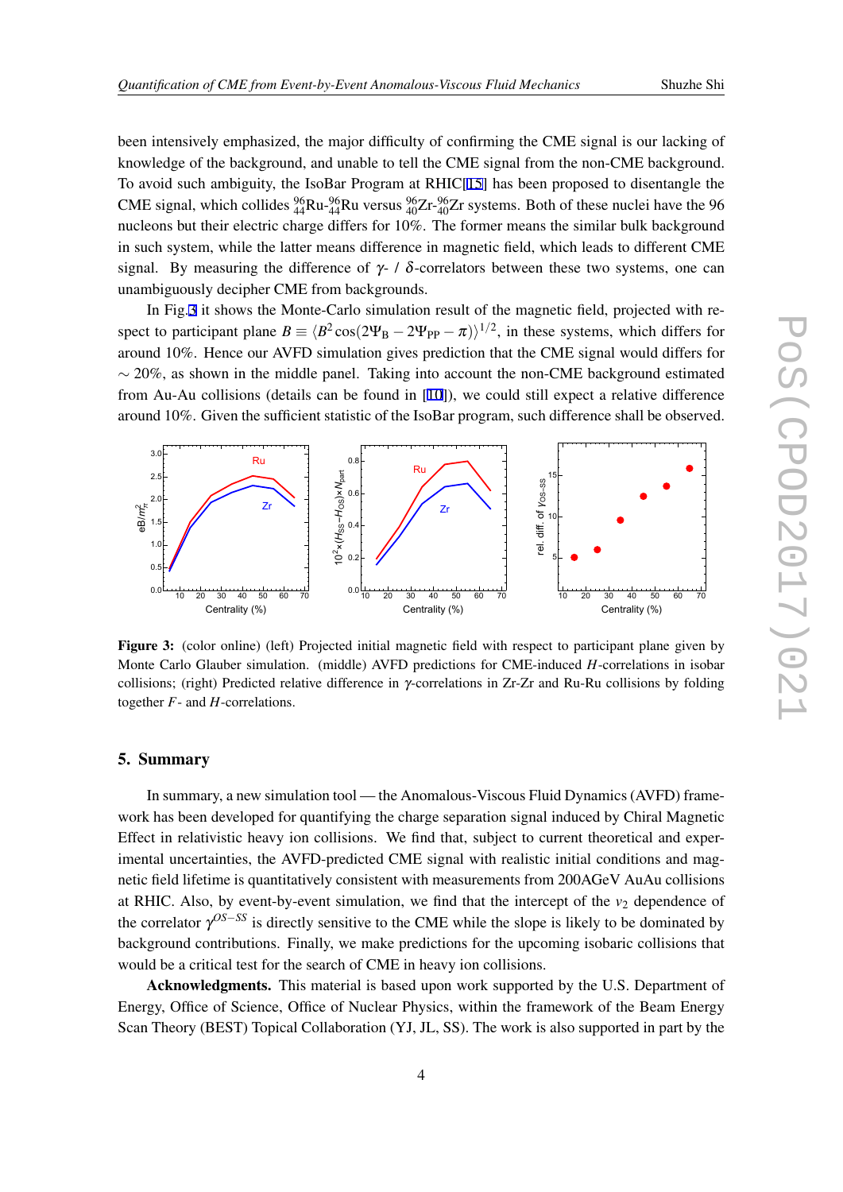been intensively emphasized, the major difficulty of confirming the CME signal is our lacking of knowledge of the background, and unable to tell the CME signal from the non-CME background. To avoid such ambiguity, the IsoBar Program at RHIC[15] has been proposed to disentangle the CME signal, which collides ${}^{96}_{44}$Ru-${}^{96}_{44}$Ru versus ${}^{96}_{40}$Zr-${}^{96}_{40}$Zr systems. Both of these nuclei have the 96 nucleons but their electric charge differs for 10%. The former means the similar bulk background in such system, while the latter means difference in magnetic field, which leads to different CME signal. By measuring the difference of $\gamma$- / $\delta$-correlators between these two systems, one can unambiguously decipher CME from backgrounds.

In Fig.3 it shows the Monte-Carlo simulation result of the magnetic field, projected with respect to participant plane $B \equiv \langle B^2 \cos(2\Psi_\mathrm{B} - 2\Psi_\mathrm{PP} - \pi)\rangle^{1/2}$, in these systems, which differs for around 10%. Hence our AVFD simulation gives prediction that the CME signal would differs for $\sim 20\%$, as shown in the middle panel. Taking into account the non-CME background estimated from Au-Au collisions (details can be found in [10]), we could still expect a relative difference around 10%. Given the sufficient statistic of the IsoBar program, such difference shall be observed.

**Figure 3:** (color online) (left) Projected initial magnetic field with respect to participant plane given by Monte Carlo Glauber simulation. (middle) AVFD predictions for CME-induced $H$-correlations in isobar collisions; (right) Predicted relative difference in $\gamma$-correlations in Zr-Zr and Ru-Ru collisions by folding together $F$- and $H$-correlations.

## 5. Summary

In summary, a new simulation tool — the Anomalous-Viscous Fluid Dynamics (AVFD) framework has been developed for quantifying the charge separation signal induced by Chiral Magnetic Effect in relativistic heavy ion collisions. We find that, subject to current theoretical and experimental uncertainties, the AVFD-predicted CME signal with realistic initial conditions and magnetic field lifetime is quantitatively consistent with measurements from 200AGeV AuAu collisions at RHIC. Also, by event-by-event simulation, we find that the intercept of the $v_2$ dependence of the correlator $\gamma^{OS-SS}$ is directly sensitive to the CME while the slope is likely to be dominated by background contributions. Finally, we make predictions for the upcoming isobaric collisions that would be a critical test for the search of CME in heavy ion collisions.

**Acknowledgments.** This material is based upon work supported by the U.S. Department of Energy, Office of Science, Office of Nuclear Physics, within the framework of the Beam Energy Scan Theory (BEST) Topical Collaboration (YJ, JL, SS). The work is also supported in part by the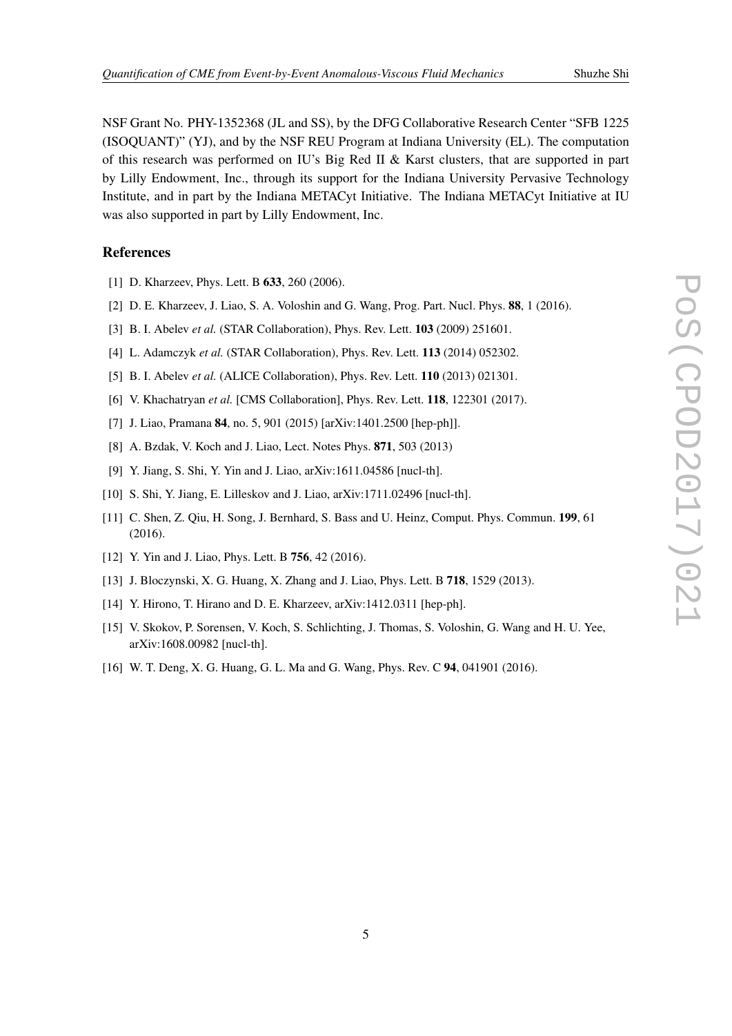NSF Grant No. PHY-1352368 (JL and SS), by the DFG Collaborative Research Center "SFB 1225 (ISOQUANT)" (YJ), and by the NSF REU Program at Indiana University (EL). The computation of this research was performed on IU's Big Red II & Karst clusters, that are supported in part by Lilly Endowment, Inc., through its support for the Indiana University Pervasive Technology Institute, and in part by the Indiana METACyt Initiative. The Indiana METACyt Initiative at IU was also supported in part by Lilly Endowment, Inc.

## References

[1] D. Kharzeev, Phys. Lett. B **633**, 260 (2006).

[2] D. E. Kharzeev, J. Liao, S. A. Voloshin and G. Wang, Prog. Part. Nucl. Phys. **88**, 1 (2016).

[3] B. I. Abelev *et al.* (STAR Collaboration), Phys. Rev. Lett. **103** (2009) 251601.

[4] L. Adamczyk *et al.* (STAR Collaboration), Phys. Rev. Lett. **113** (2014) 052302.

[5] B. I. Abelev *et al.* (ALICE Collaboration), Phys. Rev. Lett. **110** (2013) 021301.

[6] V. Khachatryan *et al.* [CMS Collaboration], Phys. Rev. Lett. **118**, 122301 (2017).

[7] J. Liao, Pramana **84**, no. 5, 901 (2015) [arXiv:1401.2500 [hep-ph]].

[8] A. Bzdak, V. Koch and J. Liao, Lect. Notes Phys. **871**, 503 (2013)

[9] Y. Jiang, S. Shi, Y. Yin and J. Liao, arXiv:1611.04586 [nucl-th].

[10] S. Shi, Y. Jiang, E. Lilleskov and J. Liao, arXiv:1711.02496 [nucl-th].

[11] C. Shen, Z. Qiu, H. Song, J. Bernhard, S. Bass and U. Heinz, Comput. Phys. Commun. **199**, 61 (2016).

[12] Y. Yin and J. Liao, Phys. Lett. B **756**, 42 (2016).

[13] J. Bloczynski, X. G. Huang, X. Zhang and J. Liao, Phys. Lett. B **718**, 1529 (2013).

[14] Y. Hirono, T. Hirano and D. E. Kharzeev, arXiv:1412.0311 [hep-ph].

[15] V. Skokov, P. Sorensen, V. Koch, S. Schlichting, J. Thomas, S. Voloshin, G. Wang and H. U. Yee, arXiv:1608.00982 [nucl-th].

[16] W. T. Deng, X. G. Huang, G. L. Ma and G. Wang, Phys. Rev. C **94**, 041901 (2016).